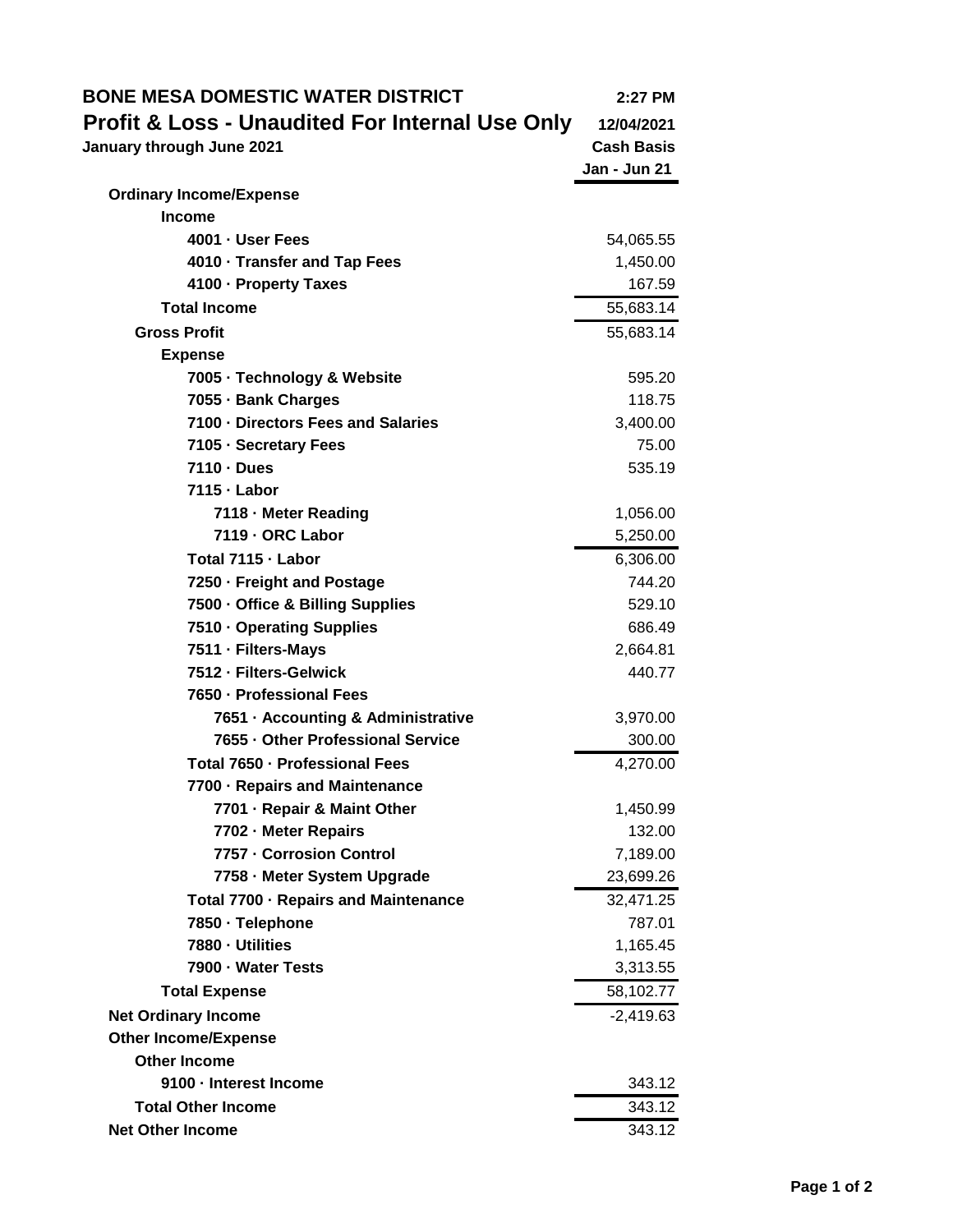# BONE MESA DOMESTIC WATER DISTRICT

## Profit & Loss - Unaudited For Internal Use Only

**January through June 2021**

2:27 PM
12/04/2021
Cash Basis

| | Jan - Jun 21 |
|---|---|
| **Ordinary Income/Expense** | |
| **Income** | |
| 4001 · User Fees | 54,065.55 |
| 4010 · Transfer and Tap Fees | 1,450.00 |
| 4100 · Property Taxes | 167.59 |
| **Total Income** | 55,683.14 |
| **Gross Profit** | 55,683.14 |
| **Expense** | |
| 7005 · Technology & Website | 595.20 |
| 7055 · Bank Charges | 118.75 |
| 7100 · Directors Fees and Salaries | 3,400.00 |
| 7105 · Secretary Fees | 75.00 |
| 7110 · Dues | 535.19 |
| 7115 · Labor | |
| 7118 · Meter Reading | 1,056.00 |
| 7119 · ORC Labor | 5,250.00 |
| Total 7115 · Labor | 6,306.00 |
| 7250 · Freight and Postage | 744.20 |
| 7500 · Office & Billing Supplies | 529.10 |
| 7510 · Operating Supplies | 686.49 |
| 7511 · Filters-Mays | 2,664.81 |
| 7512 · Filters-Gelwick | 440.77 |
| 7650 · Professional Fees | |
| 7651 · Accounting & Administrative | 3,970.00 |
| 7655 · Other Professional Service | 300.00 |
| Total 7650 · Professional Fees | 4,270.00 |
| 7700 · Repairs and Maintenance | |
| 7701 · Repair & Maint Other | 1,450.99 |
| 7702 · Meter Repairs | 132.00 |
| 7757 · Corrosion Control | 7,189.00 |
| 7758 · Meter System Upgrade | 23,699.26 |
| Total 7700 · Repairs and Maintenance | 32,471.25 |
| 7850 · Telephone | 787.01 |
| 7880 · Utilities | 1,165.45 |
| 7900 · Water Tests | 3,313.55 |
| **Total Expense** | 58,102.77 |
| **Net Ordinary Income** | -2,419.63 |
| **Other Income/Expense** | |
| **Other Income** | |
| 9100 · Interest Income | 343.12 |
| **Total Other Income** | 343.12 |
| **Net Other Income** | 343.12 |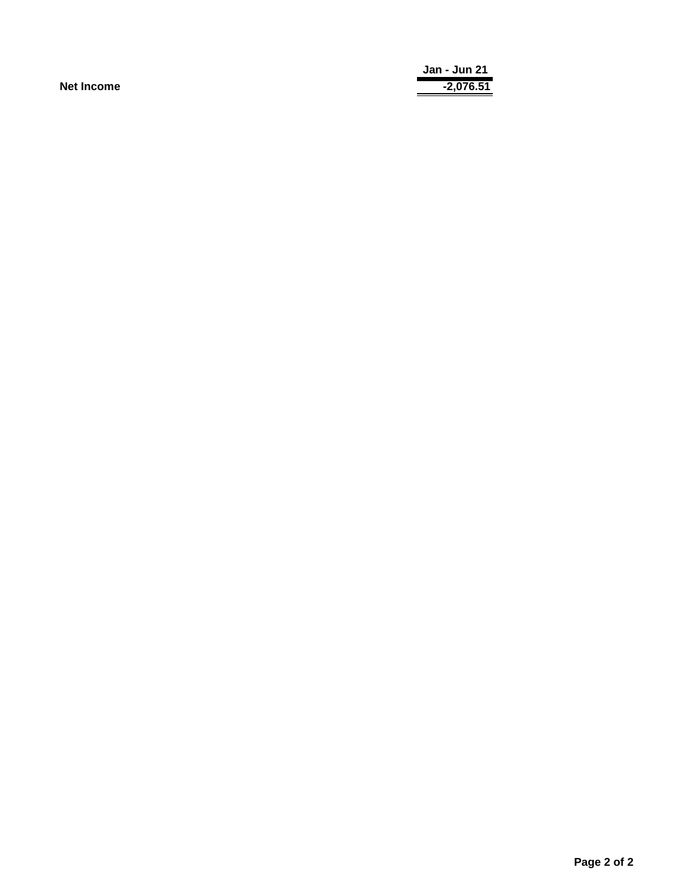| | Jan - Jun 21 |
|---|---|
| **Net Income** | **-2,076.51** |